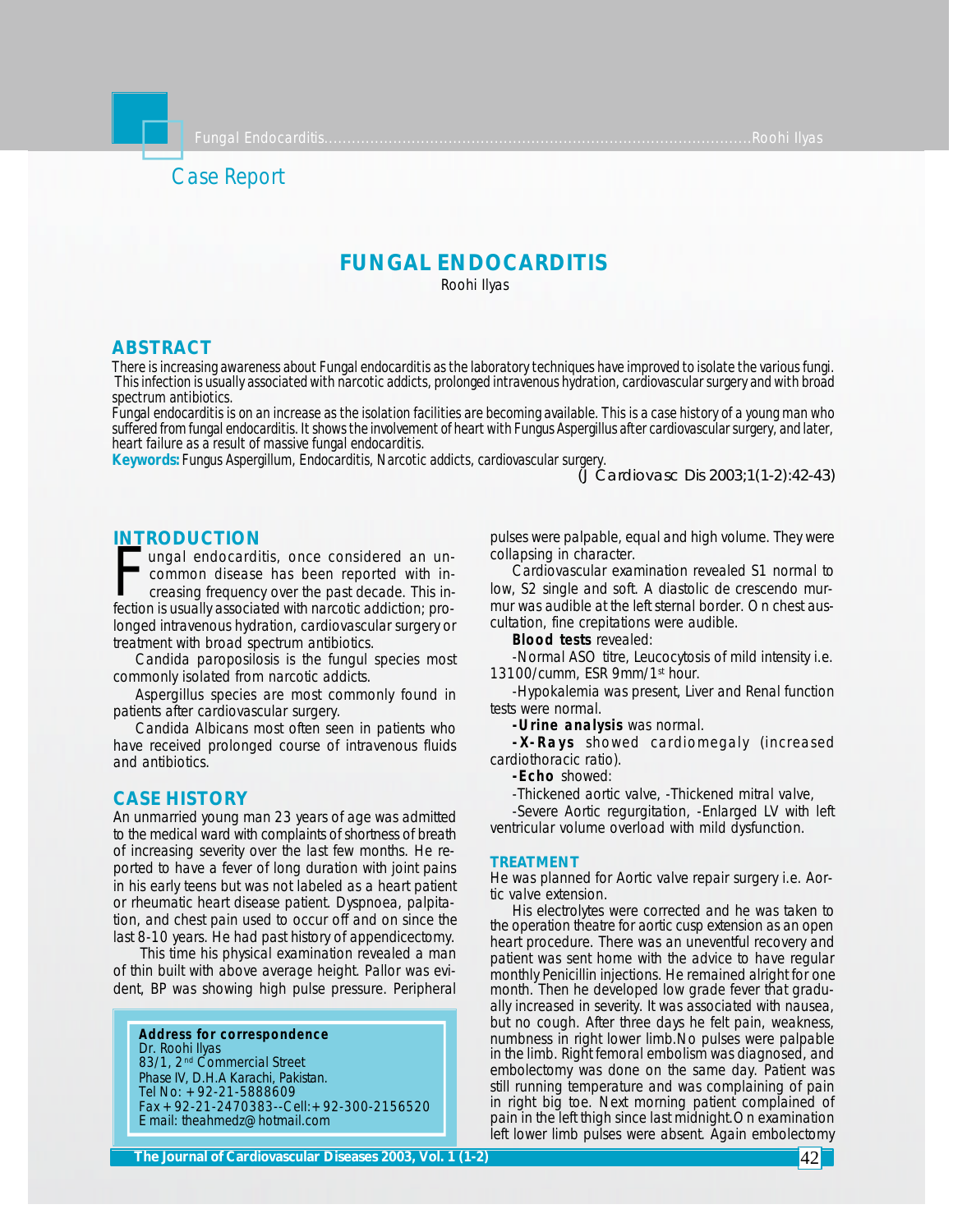Case Report

# FUNGAL ENDOCARDITIS

Roohi Ilyas

## ABSTRACT

There is increasing awareness about Fungal endocarditis as the laboratory techniques have improved to isolate the various fungi. This infection is usually associated with narcotic addicts, prolonged intravenous hydration, cardiovascular surgery and with broad spectrum antibiotics.

Fungal endocarditis is on an increase as the isolation facilities are becoming available. This is a case history of a young man who suffered from fungal endocarditis. It shows the involvement of heart with Fungus Aspergillus after cardiovascular surgery, and later, heart failure as a result of massive fungal endocarditis.

**Keywords:** Fungus Aspergillum, Endocarditis, Narcotic addicts, cardiovascular surgery.

(J Cardiovasc Dis 2003;1(1-2):42-43)

## INTRODUCTION

Fungal endocarditis, once considered an uncommon disease has been reported with increasing frequency over the past decade. This infection is usually associated with narcotic addiction; prolonged intravenous hydration, cardiovascular surgery or treatment with broad spectrum antibiotics.

Candida paroposilosis is the fungul species most commonly isolated from narcotic addicts.

Aspergillus species are most commonly found in patients after cardiovascular surgery.

Candida Albicans most often seen in patients who have received prolonged course of intravenous fluids and antibiotics.

## CASE HISTORY

An unmarried young man 23 years of age was admitted to the medical ward with complaints of shortness of breath of increasing severity over the last few months. He reported to have a fever of long duration with joint pains in his early teens but was not labeled as a heart patient or rheumatic heart disease patient. Dyspnoea, palpitation, and chest pain used to occur off and on since the last 8-10 years. He had past history of appendicectomy.

This time his physical examination revealed a man of thin built with above average height. Pallor was evident, BP was showing high pulse pressure. Peripheral pulses were palpable, equal and high volume. They were collapsing in character.

Cardiovascular examination revealed S1 normal to low, S2 single and soft. A diastolic de crescendo murmur was audible at the left sternal border. On chest auscultation, fine crepitations were audible.

**Blood tests** revealed:

-Normal ASO titre, Leucocytosis of mild intensity i.e. 13100/cumm, ESR 9mm/1st hour.

-Hypokalemia was present, Liver and Renal function tests were normal.

**-Urine analysis** was normal.

**-X-Rays** showed cardiomegaly (increased cardiothoracic ratio).

**-Echo** showed:

-Thickened aortic valve, -Thickened mitral valve,

-Severe Aortic regurgitation, -Enlarged LV with left ventricular volume overload with mild dysfunction.

### TREATMENT

He was planned for Aortic valve repair surgery i.e. Aortic valve extension.

His electrolytes were corrected and he was taken to the operation theatre for aortic cusp extension as an open heart procedure. There was an uneventful recovery and patient was sent home with the advice to have regular monthly Penicillin injections. He remained alright for one month. Then he developed low grade fever that gradually increased in severity. It was associated with nausea, but no cough. After three days he felt pain, weakness, numbness in right lower limb. No pulses were palpable in the limb. Right femoral embolism was diagnosed, and embolectomy was done on the same day. Patient was still running temperature and was complaining of pain in right big toe. Next morning patient complained of pain in the left thigh since last midnight. On examination left lower limb pulses were absent. Again embolectomy

**Address for correspondence**
Dr. Roohi Ilyas
83/1, 2nd Commercial Street
Phase IV, D.H.A Karachi, Pakistan.
Tel No: +92-21-5888609
Fax +92-21-2470383--Cell:+92-300-2156520
E mail: theahmedz@hotmail.com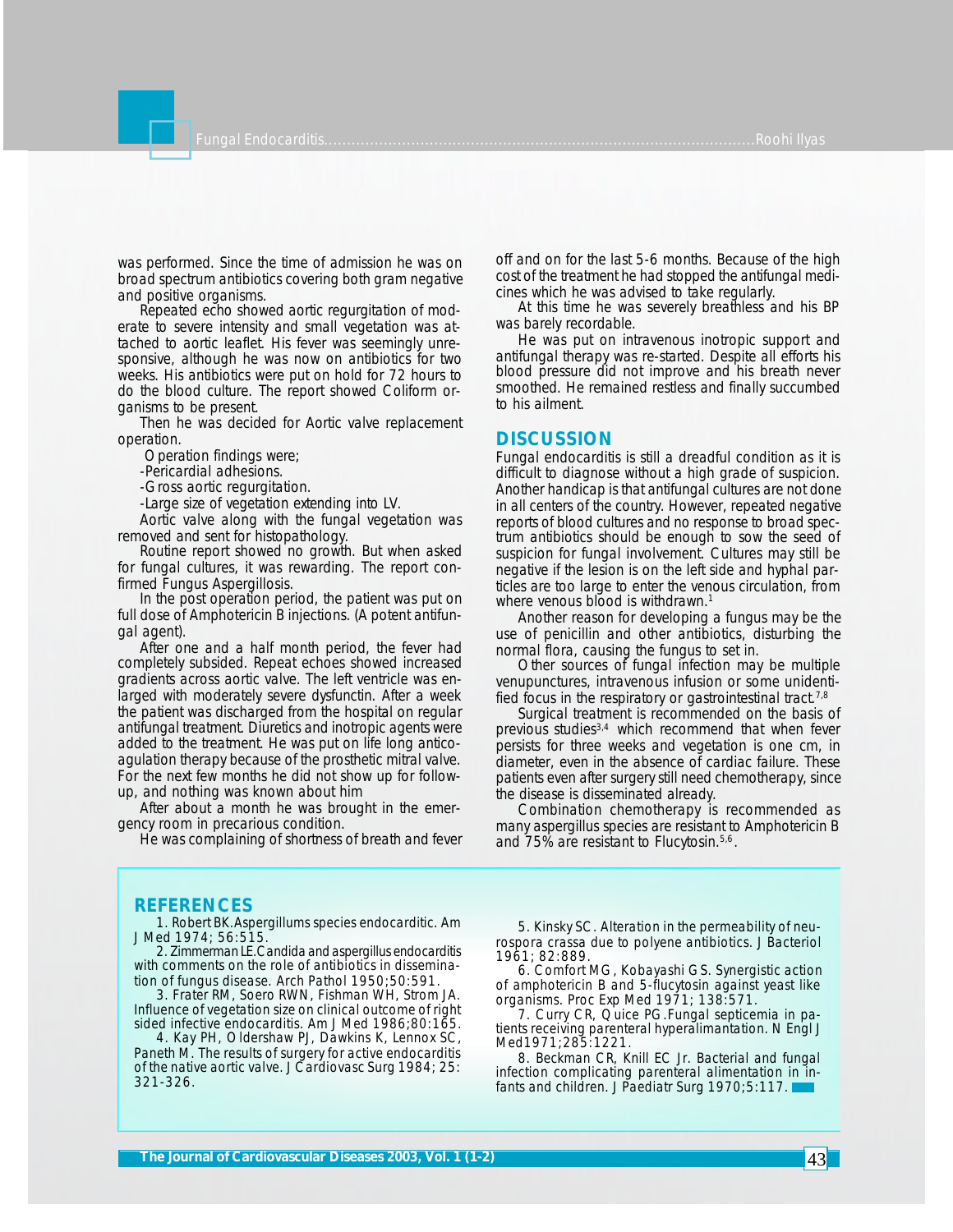was performed. Since the time of admission he was on broad spectrum antibiotics covering both gram negative and positive organisms.

Repeated echo showed aortic regurgitation of moderate to severe intensity and small vegetation was attached to aortic leaflet. His fever was seemingly unresponsive, although he was now on antibiotics for two weeks. His antibiotics were put on hold for 72 hours to do the blood culture. The report showed Coliform organisms to be present.

Then he was decided for Aortic valve replacement operation.

Operation findings were;

-Pericardial adhesions.

-Gross aortic regurgitation.

-Large size of vegetation extending into LV.

Aortic valve along with the fungal vegetation was removed and sent for histopathology.

Routine report showed no growth. But when asked for fungal cultures, it was rewarding. The report confirmed Fungus Aspergillosis.

In the post operation period, the patient was put on full dose of Amphotericin B injections. (A potent antifungal agent).

After one and a half month period, the fever had completely subsided. Repeat echoes showed increased gradients across aortic valve. The left ventricle was enlarged with moderately severe dysfunctin. After a week the patient was discharged from the hospital on regular antifungal treatment. Diuretics and inotropic agents were added to the treatment. He was put on life long anticoagulation therapy because of the prosthetic mitral valve. For the next few months he did not show up for follow-up, and nothing was known about him

After about a month he was brought in the emergency room in precarious condition.

He was complaining of shortness of breath and fever off and on for the last 5-6 months. Because of the high cost of the treatment he had stopped the antifungal medicines which he was advised to take regularly.

At this time he was severely breathless and his BP was barely recordable.

He was put on intravenous inotropic support and antifungal therapy was re-started. Despite all efforts his blood pressure did not improve and his breath never smoothed. He remained restless and finally succumbed to his ailment.

## DISCUSSION

Fungal endocarditis is still a dreadful condition as it is difficult to diagnose without a high grade of suspicion. Another handicap is that antifungal cultures are not done in all centers of the country. However, repeated negative reports of blood cultures and no response to broad spectrum antibiotics should be enough to sow the seed of suspicion for fungal involvement. Cultures may still be negative if the lesion is on the left side and hyphal particles are too large to enter the venous circulation, from where venous blood is withdrawn.[1]

Another reason for developing a fungus may be the use of penicillin and other antibiotics, disturbing the normal flora, causing the fungus to set in.

Other sources of fungal infection may be multiple venupunctures, intravenous infusion or some unidentified focus in the respiratory or gastrointestinal tract.[7,8]

Surgical treatment is recommended on the basis of previous studies[3,4] which recommend that when fever persists for three weeks and vegetation is one cm, in diameter, even in the absence of cardiac failure. These patients even after surgery still need chemotherapy, since the disease is disseminated already.

Combination chemotherapy is recommended as many aspergillus species are resistant to Amphotericin B and 75% are resistant to Flucytosin.[5,6].

## REFERENCES

1. Robert BK.Aspergillums species endocarditic. Am J Med 1974; 56:515.
2. Zimmerman LE.Candida and aspergillus endocarditis with comments on the role of antibiotics in dissemination of fungus disease. Arch Pathol 1950;50:591.
3. Frater RM, Soero RWN, Fishman WH, Strom JA. Influence of vegetation size on clinical outcome of right sided infective endocarditis. Am J Med 1986;80:165.
4. Kay PH, Oldershaw PJ, Dawkins K, Lennox SC, Paneth M. The results of surgery for active endocarditis of the native aortic valve. J Cardiovasc Surg 1984; 25: 321-326.
5. Kinsky SC. Alteration in the permeability of neurospora crassa due to polyene antibiotics. J Bacteriol 1961; 82:889.
6. Comfort MG, Kobayashi GS. Synergistic action of amphotericin B and 5-flucytosin against yeast like organisms. Proc Exp Med 1971; 138:571.
7. Curry CR, Quice PG.Fungal septicemia in patients receiving parenteral hyperalimantation. N Engl J Med1971;285:1221.
8. Beckman CR, Knill EC Jr. Bacterial and fungal infection complicating parenteral alimentation in infants and children. J Paediatr Surg 1970;5:117.